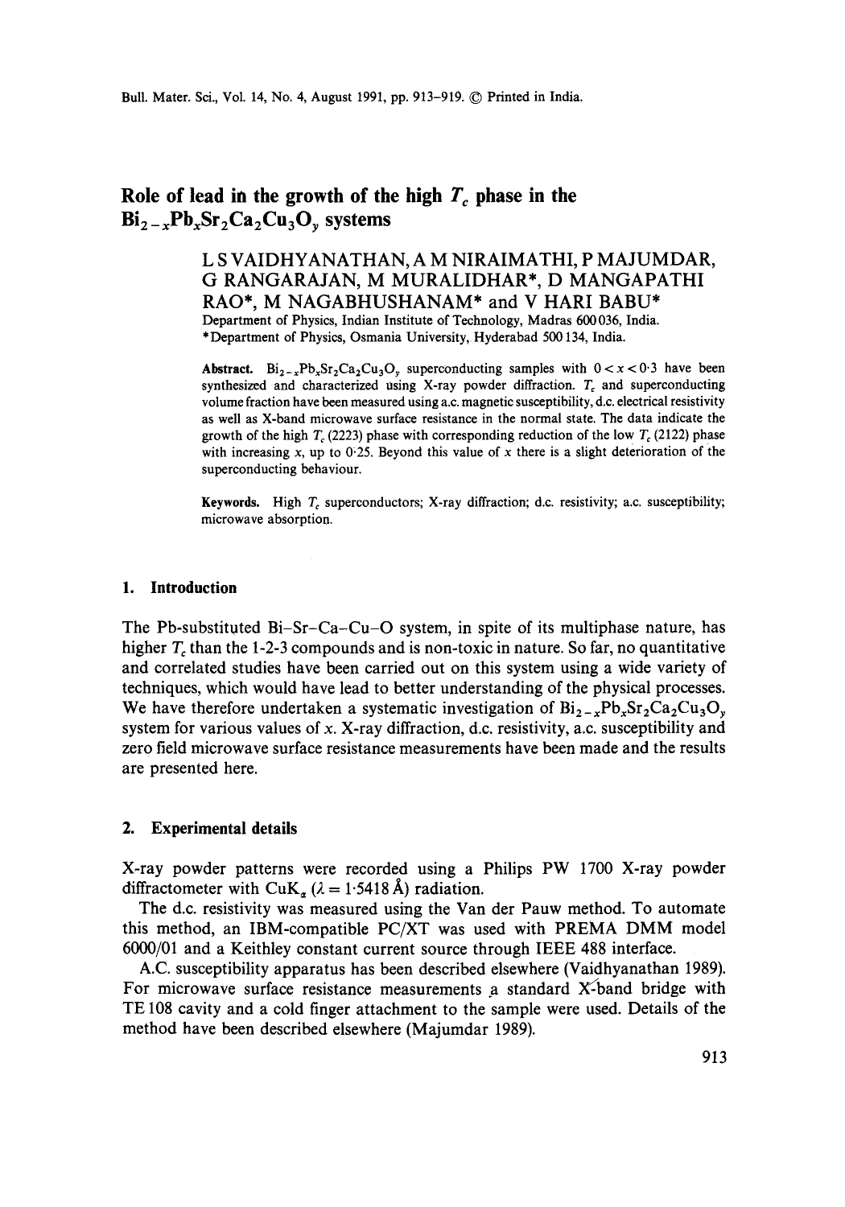# Role of lead in the growth of the high $T_c$ phase in the $Bi_{2-x}Pb_xSr_2Ca_2Cu_3O_y$ systems

L S VAIDHYANATHAN, A M NIRAIMATHI, P MAJUMDAR, G RANGARAJAN, M MURALIDHAR*, D MANGAPATHI RAO*, M NAGABHUSHANAM* and V HARI BABU*

Department of Physics, Indian Institute of Technology, Madras 600036, India.
*Department of Physics, Osmania University, Hyderabad 500134, India.

**Abstract.** $Bi_{2-x}Pb_xSr_2Ca_2Cu_3O_y$ superconducting samples with $0 < x < 0 \cdot 3$ have been synthesized and characterized using X-ray powder diffraction. $T_c$ and superconducting volume fraction have been measured using a.c. magnetic susceptibility, d.c. electrical resistivity as well as X-band microwave surface resistance in the normal state. The data indicate the growth of the high $T_c$ (2223) phase with corresponding reduction of the low $T_c$ (2122) phase with increasing $x$, up to 0·25. Beyond this value of $x$ there is a slight deterioration of the superconducting behaviour.

**Keywords.** High $T_c$ superconductors; X-ray diffraction; d.c. resistivity; a.c. susceptibility; microwave absorption.

## 1. Introduction

The Pb-substituted Bi–Sr–Ca–Cu–O system, in spite of its multiphase nature, has higher $T_c$ than the 1-2-3 compounds and is non-toxic in nature. So far, no quantitative and correlated studies have been carried out on this system using a wide variety of techniques, which would have lead to better understanding of the physical processes. We have therefore undertaken a systematic investigation of $Bi_{2-x}Pb_xSr_2Ca_2Cu_3O_y$ system for various values of $x$. X-ray diffraction, d.c. resistivity, a.c. susceptibility and zero field microwave surface resistance measurements have been made and the results are presented here.

## 2. Experimental details

X-ray powder patterns were recorded using a Philips PW 1700 X-ray powder diffractometer with $CuK_\alpha$ ($\lambda = 1 \cdot 5418$ Å) radiation.

The d.c. resistivity was measured using the Van der Pauw method. To automate this method, an IBM-compatible PC/XT was used with PREMA DMM model 6000/01 and a Keithley constant current source through IEEE 488 interface.

A.C. susceptibility apparatus has been described elsewhere (Vaidhyanathan 1989). For microwave surface resistance measurements a standard X-band bridge with TE 108 cavity and a cold finger attachment to the sample were used. Details of the method have been described elsewhere (Majumdar 1989).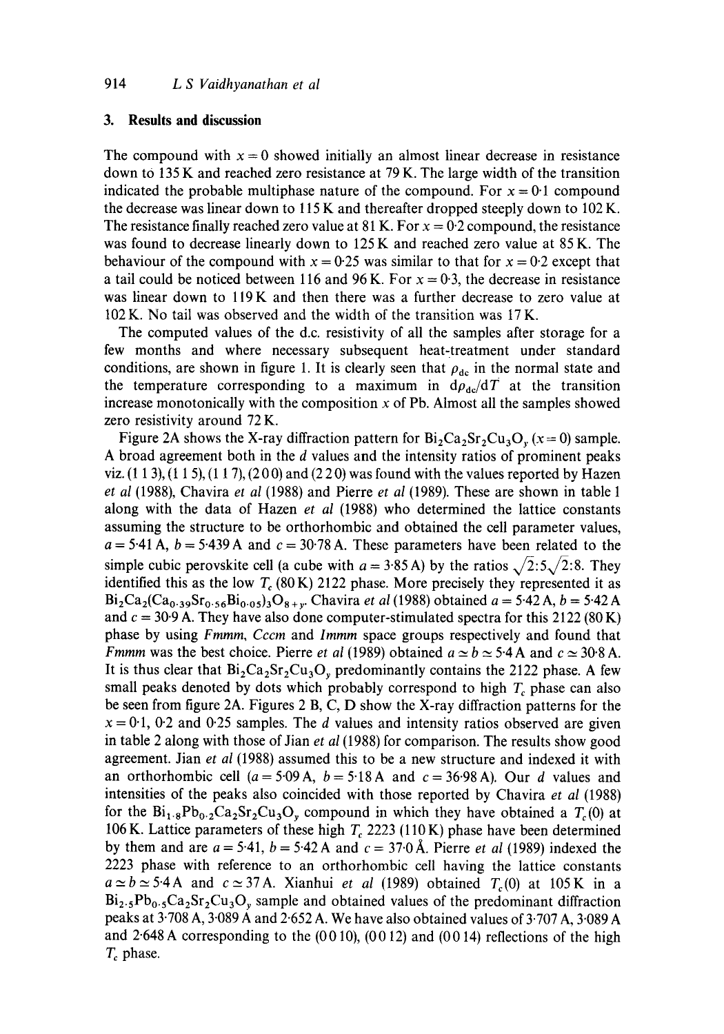## 3. Results and discussion

The compound with $x = 0$ showed initially an almost linear decrease in resistance down to 135 K and reached zero resistance at 79 K. The large width of the transition indicated the probable multiphase nature of the compound. For $x = 0{\cdot}1$ compound the decrease was linear down to 115 K and thereafter dropped steeply down to 102 K. The resistance finally reached zero value at 81 K. For $x = 0{\cdot}2$ compound, the resistance was found to decrease linearly down to 125 K and reached zero value at 85 K. The behaviour of the compound with $x = 0{\cdot}25$ was similar to that for $x = 0{\cdot}2$ except that a tail could be noticed between 116 and 96 K. For $x = 0{\cdot}3$, the decrease in resistance was linear down to 119 K and then there was a further decrease to zero value at 102 K. No tail was observed and the width of the transition was 17 K.

The computed values of the d.c. resistivity of all the samples after storage for a few months and where necessary subsequent heat-treatment under standard conditions, are shown in figure 1. It is clearly seen that $\rho_{dc}$ in the normal state and the temperature corresponding to a maximum in $d\rho_{dc}/dT$ at the transition increase monotonically with the composition $x$ of Pb. Almost all the samples showed zero resistivity around 72 K.

Figure 2A shows the X-ray diffraction pattern for $Bi_2Ca_2Sr_2Cu_3O_y$ ($x = 0$) sample. A broad agreement both in the $d$ values and the intensity ratios of prominent peaks viz. (1 1 3), (1 1 5), (1 1 7), (2 0 0) and (2 2 0) was found with the values reported by Hazen *et al* (1988), Chavira *et al* (1988) and Pierre *et al* (1989). These are shown in table 1 along with the data of Hazen *et al* (1988) who determined the lattice constants assuming the structure to be orthorhombic and obtained the cell parameter values, $a = 5{\cdot}41$ A, $b = 5{\cdot}439$ A and $c = 30{\cdot}78$ A. These parameters have been related to the simple cubic perovskite cell (a cube with $a = 3{\cdot}85$ A) by the ratios $\sqrt{2}:5\sqrt{2}:8$. They identified this as the low $T_c$ (80 K) 2122 phase. More precisely they represented it as $Bi_2Ca_2(Ca_{0\cdot39}Sr_{0\cdot56}Bi_{0\cdot05})_3O_{8+y}$. Chavira *et al* (1988) obtained $a = 5{\cdot}42$ A, $b = 5{\cdot}42$ A and $c = 30{\cdot}9$ A. They have also done computer-stimulated spectra for this 2122 (80 K) phase by using *Fmmm*, *Cccm* and *Immm* space groups respectively and found that *Fmmm* was the best choice. Pierre *et al* (1989) obtained $a \simeq b \simeq 5{\cdot}4$ A and $c \simeq 30{\cdot}8$ A. It is thus clear that $Bi_2Ca_2Sr_2Cu_3O_y$ predominantly contains the 2122 phase. A few small peaks denoted by dots which probably correspond to high $T_c$ phase can also be seen from figure 2A. Figures 2 B, C, D show the X-ray diffraction patterns for the $x = 0{\cdot}1$, $0{\cdot}2$ and $0{\cdot}25$ samples. The $d$ values and intensity ratios observed are given in table 2 along with those of Jian *et al* (1988) for comparison. The results show good agreement. Jian *et al* (1988) assumed this to be a new structure and indexed it with an orthorhombic cell ($a = 5{\cdot}09$ A, $b = 5{\cdot}18$ A and $c = 36{\cdot}98$ A). Our $d$ values and intensities of the peaks also coincided with those reported by Chavira *et al* (1988) for the $Bi_{1\cdot8}Pb_{0\cdot2}Ca_2Sr_2Cu_3O_y$ compound in which they have obtained a $T_c(0)$ at 106 K. Lattice parameters of these high $T_c$ 2223 (110 K) phase have been determined by them and are $a = 5{\cdot}41$, $b = 5{\cdot}42$ A and $c = 37{\cdot}0$ Å. Pierre *et al* (1989) indexed the 2223 phase with reference to an orthorhombic cell having the lattice constants $a \simeq b \simeq 5{\cdot}4$ A and $c \simeq 37$ A. Xianhui *et al* (1989) obtained $T_c(0)$ at 105 K in a $Bi_{2\cdot5}Pb_{0\cdot5}Ca_2Sr_2Cu_3O_y$ sample and obtained values of the predominant diffraction peaks at 3·708 A, 3·089 A and 2·652 A. We have also obtained values of 3·707 A, 3·089 A and 2·648 A corresponding to the (0 0 10), (0 0 12) and (0 0 14) reflections of the high $T_c$ phase.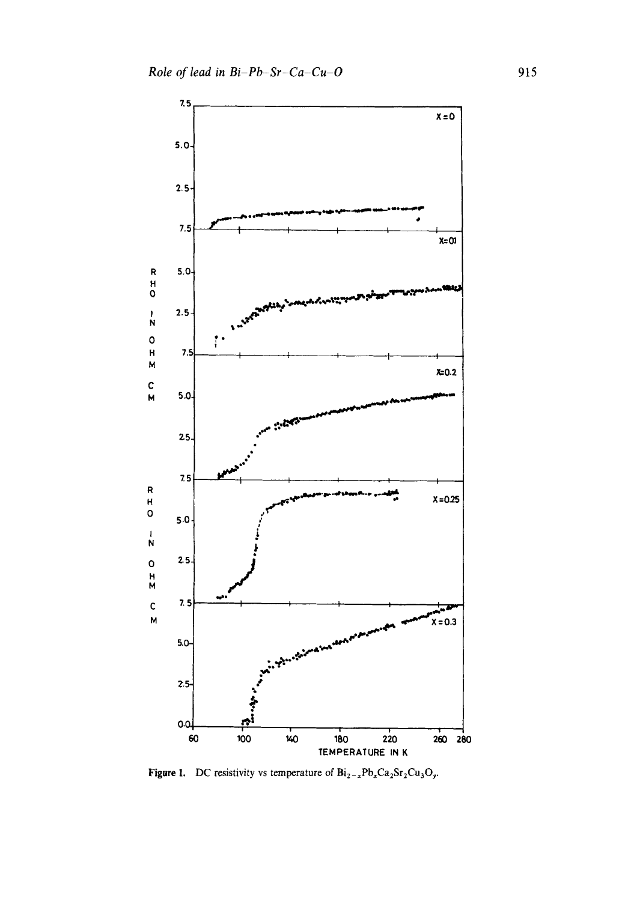Figure 1. DC resistivity vs temperature of $Bi_{2-x}Pb_xCa_2Sr_2Cu_3O_y$.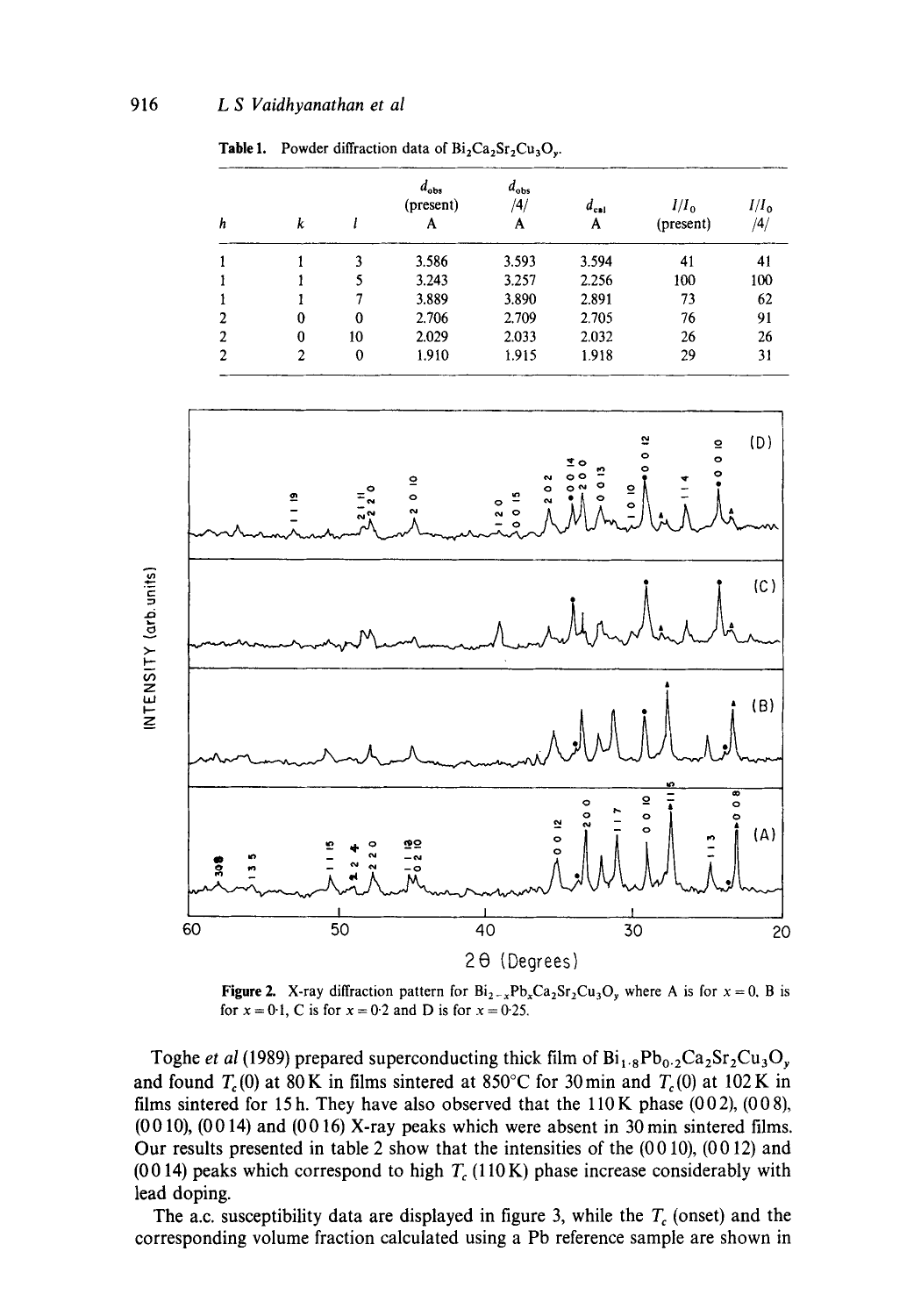**Table 1.** Powder diffraction data of $Bi_2Ca_2Sr_2Cu_3O_y$.

| h | k | l | $d_{obs}$ (present) A | $d_{obs}$ /4/ A | $d_{cal}$ A | $I/I_0$ (present) | $I/I_0$ /4/ |
|---|---|---|---|---|---|---|---|
| 1 | 1 | 3 | 3.586 | 3.593 | 3.594 | 41 | 41 |
| 1 | 1 | 5 | 3.243 | 3.257 | 2.256 | 100 | 100 |
| 1 | 1 | 7 | 3.889 | 3.890 | 2.891 | 73 | 62 |
| 2 | 0 | 0 | 2.706 | 2.709 | 2.705 | 76 | 91 |
| 2 | 0 | 10 | 2.029 | 2.033 | 2.032 | 26 | 26 |
| 2 | 2 | 0 | 1.910 | 1.915 | 1.918 | 29 | 31 |

**Figure 2.** X-ray diffraction pattern for $Bi_{2-x}Pb_xCa_2Sr_2Cu_3O_y$ where A is for $x = 0$, B is for $x = 0{\cdot}1$, C is for $x = 0{\cdot}2$ and D is for $x = 0{\cdot}25$.

Toghe *et al* (1989) prepared superconducting thick film of $Bi_{1{\cdot}8}Pb_{0{\cdot}2}Ca_2Sr_2Cu_3O_y$ and found $T_c(0)$ at 80 K in films sintered at 850°C for 30 min and $T_c(0)$ at 102 K in films sintered for 15 h. They have also observed that the 110 K phase (0 0 2), (0 0 8), (0 0 10), (0 0 14) and (0 0 16) X-ray peaks which were absent in 30 min sintered films. Our results presented in table 2 show that the intensities of the (0 0 10), (0 0 12) and (0 0 14) peaks which correspond to high $T_c$ (110 K) phase increase considerably with lead doping.

The a.c. susceptibility data are displayed in figure 3, while the $T_c$ (onset) and the corresponding volume fraction calculated using a Pb reference sample are shown in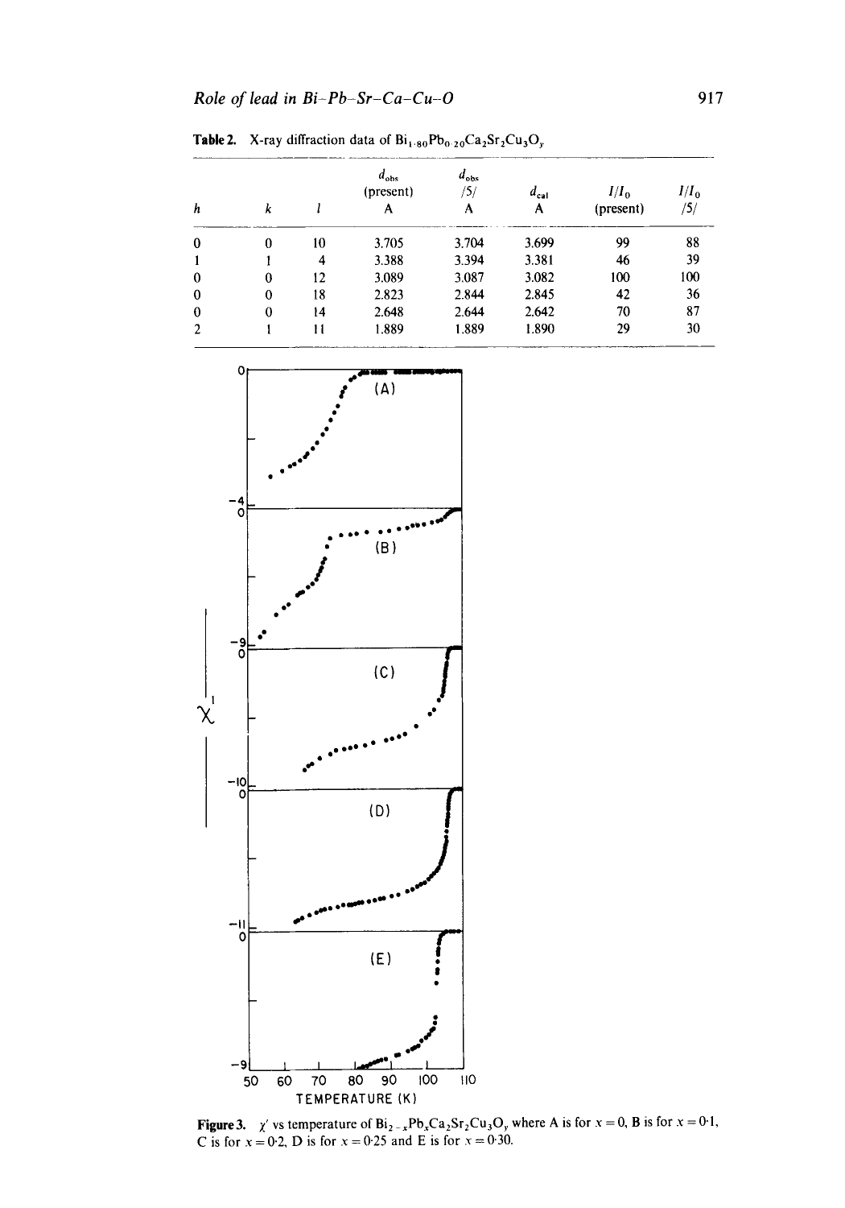**Table 2.** X-ray diffraction data of $Bi_{1.80}Pb_{0.20}Ca_2Sr_2Cu_3O_y$

| $h$ | $k$ | $l$ | $d_{obs}$ (present) A | $d_{obs}$ /5/ A | $d_{cal}$ A | $I/I_0$ (present) | $I/I_0$ /5/ |
|---|---|---|---|---|---|---|---|
| 0 | 0 | 10 | 3.705 | 3.704 | 3.699 | 99 | 88 |
| 1 | 1 | 4 | 3.388 | 3.394 | 3.381 | 46 | 39 |
| 0 | 0 | 12 | 3.089 | 3.087 | 3.082 | 100 | 100 |
| 0 | 0 | 18 | 2.823 | 2.844 | 2.845 | 42 | 36 |
| 0 | 0 | 14 | 2.648 | 2.644 | 2.642 | 70 | 87 |
| 2 | 1 | 11 | 1.889 | 1.889 | 1.890 | 29 | 30 |

**Figure 3.** $\chi'$ vs temperature of $Bi_{2-x}Pb_xCa_2Sr_2Cu_3O_y$ where A is for $x = 0$, B is for $x = 0.1$, C is for $x = 0.2$, D is for $x = 0.25$ and E is for $x = 0.30$.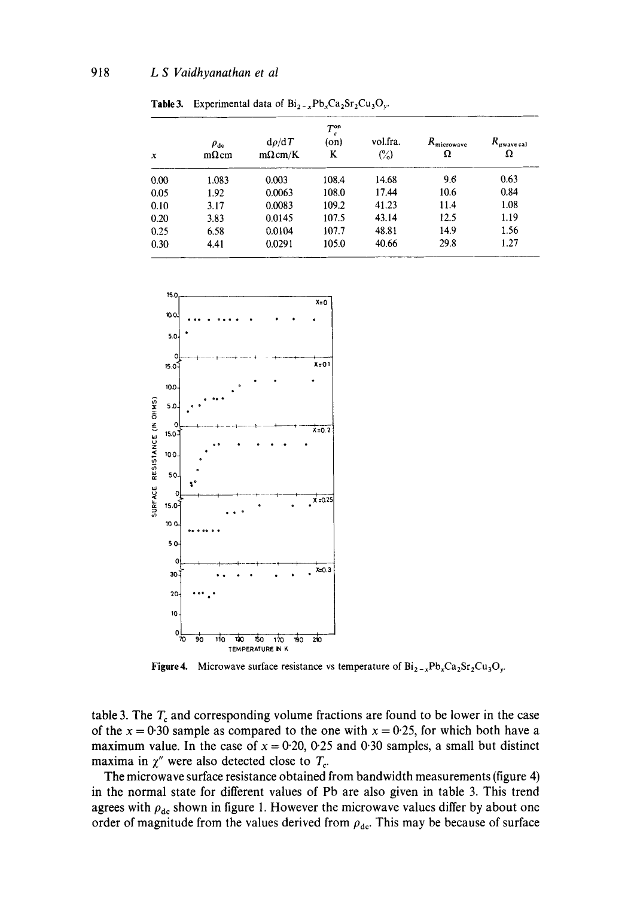**Table 3.** Experimental data of $Bi_{2-x}Pb_xCa_2Sr_2Cu_3O_y$.

| $x$ | $\rho_{dc}$ m$\Omega$cm | $d\rho/dT$ m$\Omega$cm/K | $T_c^{on}$ (on) K | vol.fra. (%) | $R_{microwave}$ $\Omega$ | $R_{\mu wave\,cal}$ $\Omega$ |
|---|---|---|---|---|---|---|
| 0.00 | 1.083 | 0.003 | 108.4 | 14.68 | 9.6 | 0.63 |
| 0.05 | 1.92 | 0.0063 | 108.0 | 17.44 | 10.6 | 0.84 |
| 0.10 | 3.17 | 0.0083 | 109.2 | 41.23 | 11.4 | 1.08 |
| 0.20 | 3.83 | 0.0145 | 107.5 | 43.14 | 12.5 | 1.19 |
| 0.25 | 6.58 | 0.0104 | 107.7 | 48.81 | 14.9 | 1.56 |
| 0.30 | 4.41 | 0.0291 | 105.0 | 40.66 | 29.8 | 1.27 |

**Figure 4.** Microwave surface resistance vs temperature of $Bi_{2-x}Pb_xCa_2Sr_2Cu_3O_y$.

table 3. The $T_c$ and corresponding volume fractions are found to be lower in the case of the $x = 0{\cdot}30$ sample as compared to the one with $x = 0{\cdot}25$, for which both have a maximum value. In the case of $x = 0{\cdot}20$, $0{\cdot}25$ and $0{\cdot}30$ samples, a small but distinct maxima in $\chi''$ were also detected close to $T_c$.

The microwave surface resistance obtained from bandwidth measurements (figure 4) in the normal state for different values of Pb are also given in table 3. This trend agrees with $\rho_{dc}$ shown in figure 1. However the microwave values differ by about one order of magnitude from the values derived from $\rho_{dc}$. This may be because of surface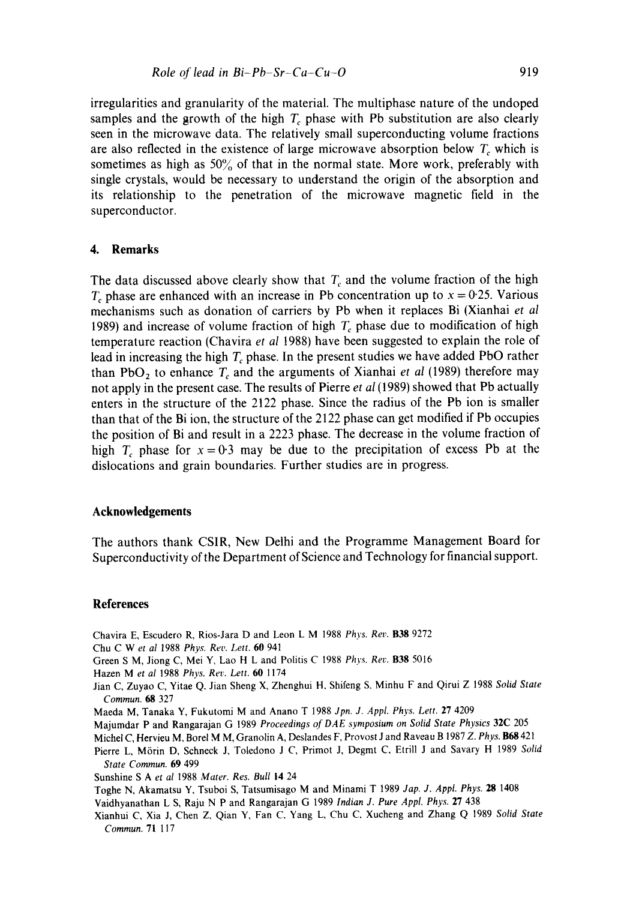irregularities and granularity of the material. The multiphase nature of the undoped samples and the growth of the high $T_c$ phase with Pb substitution are also clearly seen in the microwave data. The relatively small superconducting volume fractions are also reflected in the existence of large microwave absorption below $T_c$ which is sometimes as high as 50% of that in the normal state. More work, preferably with single crystals, would be necessary to understand the origin of the absorption and its relationship to the penetration of the microwave magnetic field in the superconductor.

## 4. Remarks

The data discussed above clearly show that $T_c$ and the volume fraction of the high $T_c$ phase are enhanced with an increase in Pb concentration up to $x = 0.25$. Various mechanisms such as donation of carriers by Pb when it replaces Bi (Xianhai *et al* 1989) and increase of volume fraction of high $T_c$ phase due to modification of high temperature reaction (Chavira *et al* 1988) have been suggested to explain the role of lead in increasing the high $T_c$ phase. In the present studies we have added PbO rather than $PbO_2$ to enhance $T_c$ and the arguments of Xianhai *et al* (1989) therefore may not apply in the present case. The results of Pierre *et al* (1989) showed that Pb actually enters in the structure of the 2122 phase. Since the radius of the Pb ion is smaller than that of the Bi ion, the structure of the 2122 phase can get modified if Pb occupies the position of Bi and result in a 2223 phase. The decrease in the volume fraction of high $T_c$ phase for $x = 0.3$ may be due to the precipitation of excess Pb at the dislocations and grain boundaries. Further studies are in progress.

## Acknowledgements

The authors thank CSIR, New Delhi and the Programme Management Board for Superconductivity of the Department of Science and Technology for financial support.

## References

Chavira E, Escudero R, Rios-Jara D and Leon L M 1988 *Phys. Rev.* **B38** 9272

Chu C W *et al* 1988 *Phys. Rev. Lett.* **60** 941

Green S M, Jiong C, Mei Y, Lao H L and Politis C 1988 *Phys. Rev.* **B38** 5016

Hazen M *et al* 1988 *Phys. Rev. Lett.* **60** 1174

Jian C, Zuyao C, Yitae Q, Jian Sheng X, Zhenghui H, Shifeng S, Minhu F and Qirui Z 1988 *Solid State Commun.* **68** 327

Maeda M, Tanaka Y, Fukutomi M and Anano T 1988 *Jpn. J. Appl. Phys. Lett.* **27** 4209

Majumdar P and Rangarajan G 1989 *Proceedings of DAE symposium on Solid State Physics* **32C** 205

Michel C, Hervieu M, Borel M M, Granolin A, Deslandes F, Provost J and Raveau B 1987 *Z. Phys.* **B68** 421

Pierre L, Mörin D, Schneck J, Toledono J C, Primot J, Degmt C, Etrill J and Savary H 1989 *Solid State Commun.* **69** 499

Sunshine S A *et al* 1988 *Mater. Res. Bull* **14** 24

Toghe N, Akamatsu Y, Tsuboi S, Tatsumisago M and Minami T 1989 *Jap. J. Appl. Phys.* **28** 1408

Vaidhyanathan L S, Raju N P and Rangarajan G 1989 *Indian J. Pure Appl. Phys.* **27** 438

Xianhui C, Xia J, Chen Z, Qian Y, Fan C, Yang L, Chu C, Xucheng and Zhang Q 1989 *Solid State Commun.* **71** 117